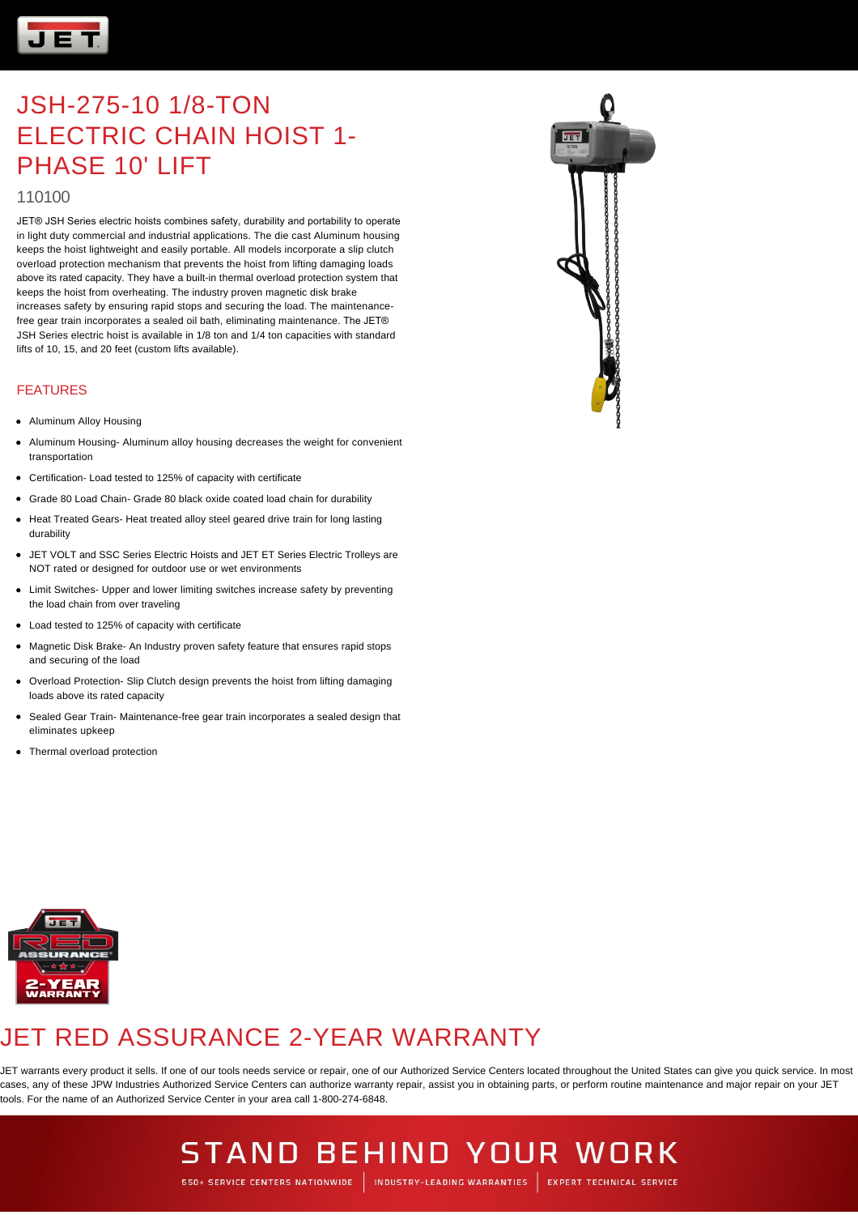# JSH-275-10 1/8-TON ELECTRIC CHAIN HOIST 1-PHASE 10' LIFT

110100

JET® JSH Series electric hoists combines safety, durability and portability to operate in light duty commercial and industrial applications. The die cast Aluminum housing keeps the hoist lightweight and easily portable. All models incorporate a slip clutch overload protection mechanism that prevents the hoist from lifting damaging loads above its rated capacity. They have a built-in thermal overload protection system that keeps the hoist from overheating. The industry proven magnetic disk brake increases safety by ensuring rapid stops and securing the load. The maintenance-free gear train incorporates a sealed oil bath, eliminating maintenance. The JET® JSH Series electric hoist is available in 1/8 ton and 1/4 ton capacities with standard lifts of 10, 15, and 20 feet (custom lifts available).

## FEATURES

- Aluminum Alloy Housing
- Aluminum Housing- Aluminum alloy housing decreases the weight for convenient transportation
- Certification- Load tested to 125% of capacity with certificate
- Grade 80 Load Chain- Grade 80 black oxide coated load chain for durability
- Heat Treated Gears- Heat treated alloy steel geared drive train for long lasting durability
- JET VOLT and SSC Series Electric Hoists and JET ET Series Electric Trolleys are NOT rated or designed for outdoor use or wet environments
- Limit Switches- Upper and lower limiting switches increase safety by preventing the load chain from over traveling
- Load tested to 125% of capacity with certificate
- Magnetic Disk Brake- An Industry proven safety feature that ensures rapid stops and securing of the load
- Overload Protection- Slip Clutch design prevents the hoist from lifting damaging loads above its rated capacity
- Sealed Gear Train- Maintenance-free gear train incorporates a sealed design that eliminates upkeep
- Thermal overload protection

## JET RED ASSURANCE 2-YEAR WARRANTY

JET warrants every product it sells. If one of our tools needs service or repair, one of our Authorized Service Centers located throughout the United States can give you quick service. In most cases, any of these JPW Industries Authorized Service Centers can authorize warranty repair, assist you in obtaining parts, or perform routine maintenance and major repair on your JET tools. For the name of an Authorized Service Center in your area call 1-800-274-6848.

STAND BEHIND YOUR WORK

550+ SERVICE CENTERS NATIONWIDE | INDUSTRY-LEADING WARRANTIES | EXPERT TECHNICAL SERVICE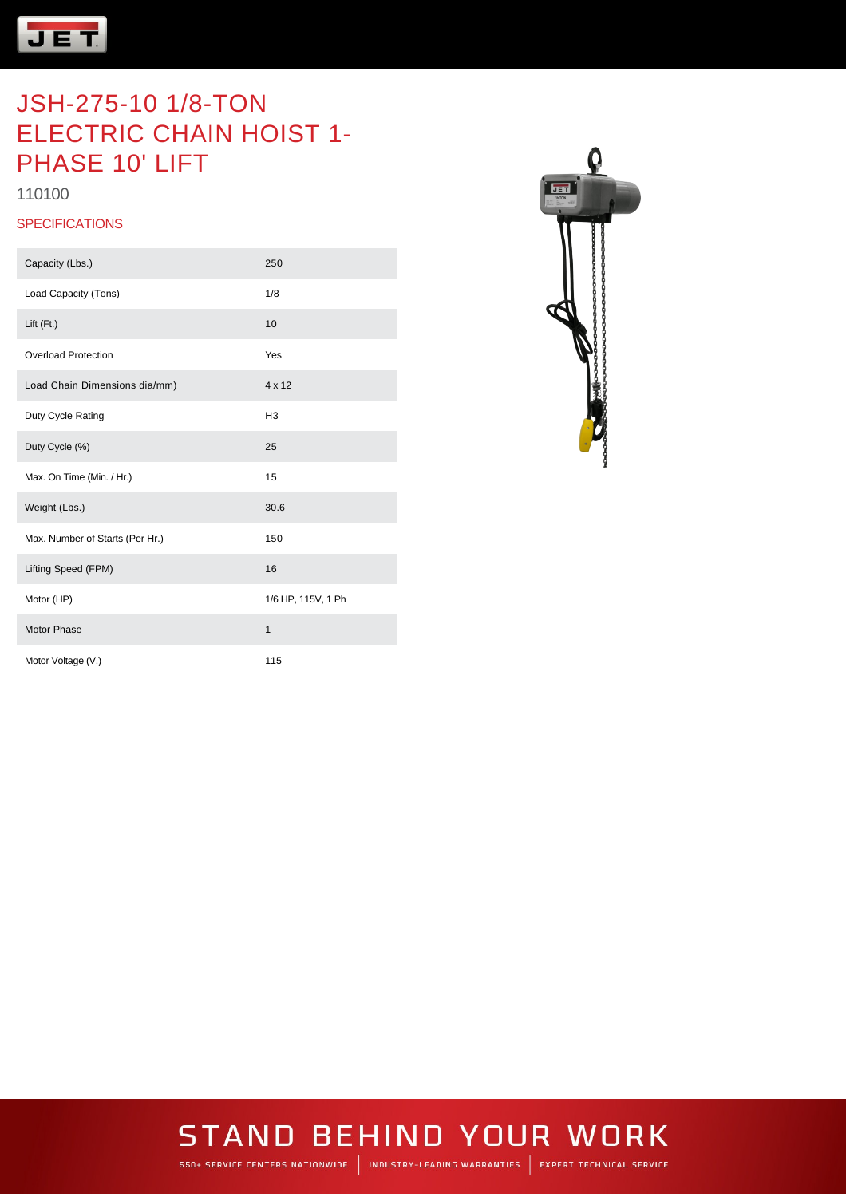# JSH-275-10 1/8-TON ELECTRIC CHAIN HOIST 1-PHASE 10' LIFT

110100

## SPECIFICATIONS

| | |
|---|---|
| Capacity (Lbs.) | 250 |
| Load Capacity (Tons) | 1/8 |
| Lift (Ft.) | 10 |
| Overload Protection | Yes |
| Load Chain Dimensions dia/mm) | 4 x 12 |
| Duty Cycle Rating | H3 |
| Duty Cycle (%) | 25 |
| Max. On Time (Min. / Hr.) | 15 |
| Weight (Lbs.) | 30.6 |
| Max. Number of Starts (Per Hr.) | 150 |
| Lifting Speed (FPM) | 16 |
| Motor (HP) | 1/6 HP, 115V, 1 Ph |
| Motor Phase | 1 |
| Motor Voltage (V.) | 115 |

STAND BEHIND YOUR WORK

550+ SERVICE CENTERS NATIONWIDE | INDUSTRY-LEADING WARRANTIES | EXPERT TECHNICAL SERVICE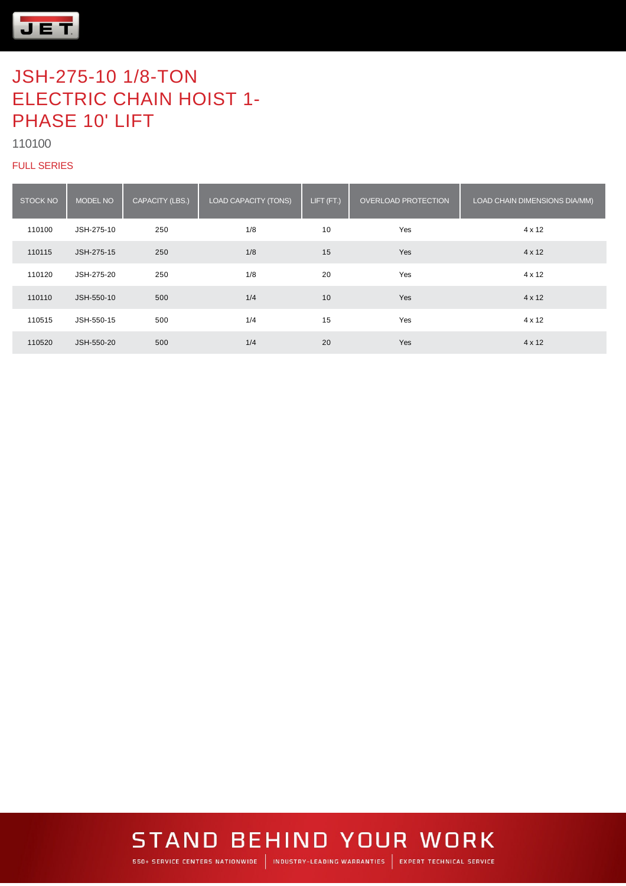# JSH-275-10 1/8-TON ELECTRIC CHAIN HOIST 1-PHASE 10' LIFT

110100

## FULL SERIES

| STOCK NO | MODEL NO | CAPACITY (LBS.) | LOAD CAPACITY (TONS) | LIFT (FT.) | OVERLOAD PROTECTION | LOAD CHAIN DIMENSIONS DIA/MM) |
|---|---|---|---|---|---|---|
| 110100 | JSH-275-10 | 250 | 1/8 | 10 | Yes | 4 x 12 |
| 110115 | JSH-275-15 | 250 | 1/8 | 15 | Yes | 4 x 12 |
| 110120 | JSH-275-20 | 250 | 1/8 | 20 | Yes | 4 x 12 |
| 110110 | JSH-550-10 | 500 | 1/4 | 10 | Yes | 4 x 12 |
| 110515 | JSH-550-15 | 500 | 1/4 | 15 | Yes | 4 x 12 |
| 110520 | JSH-550-20 | 500 | 1/4 | 20 | Yes | 4 x 12 |

STAND BEHIND YOUR WORK

550+ SERVICE CENTERS NATIONWIDE | INDUSTRY-LEADING WARRANTIES | EXPERT TECHNICAL SERVICE